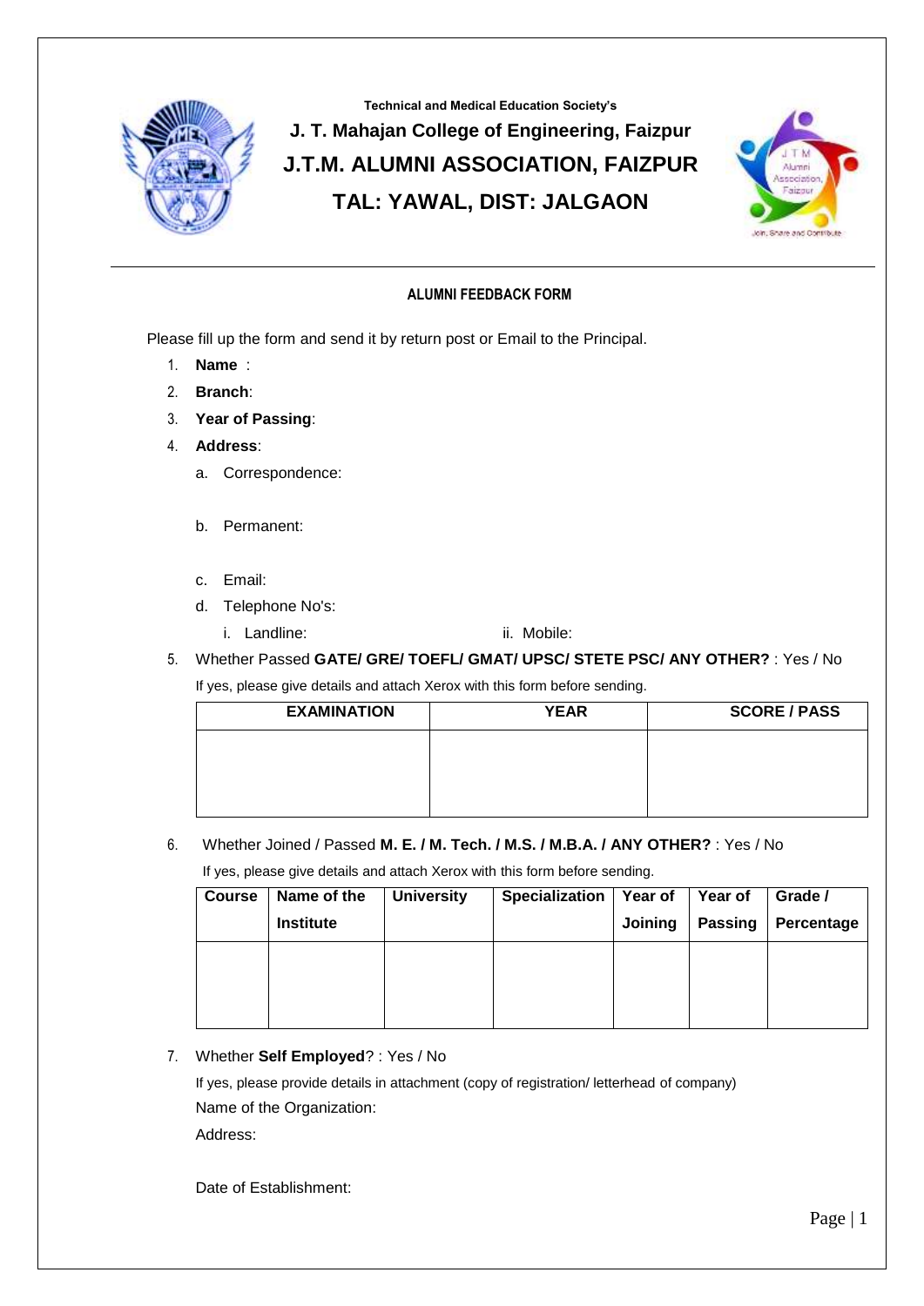Technical and Medical Education Society's

# J. T. Mahajan College of Engineering, Faizpur

# J.T.M. ALUMNI ASSOCIATION, FAIZPUR

# TAL: YAWAL, DIST: JALGAON

---

## ALUMNI FEEDBACK FORM

Please fill up the form and send it by return post or Email to the Principal.

1. **Name** :
2. **Branch**:
3. **Year of Passing**:
4. **Address**:
   a. Correspondence:

   b. Permanent:

   c. Email:
   d. Telephone No's:
      i. Landline: ii. Mobile:
5. Whether Passed **GATE/ GRE/ TOEFL/ GMAT/ UPSC/ STETE PSC/ ANY OTHER?** : Yes / No

   If yes, please give details and attach Xerox with this form before sending.

| EXAMINATION | YEAR | SCORE / PASS |
|---|---|---|
| | | |

6. Whether Joined / Passed **M. E. / M. Tech. / M.S. / M.B.A. / ANY OTHER?** : Yes / No

   If yes, please give details and attach Xerox with this form before sending.

| Course | Name of the Institute | University | Specialization | Year of Joining | Year of Passing | Grade / Percentage |
|---|---|---|---|---|---|---|
| | | | | | | |

7. Whether **Self Employed**? : Yes / No

   If yes, please provide details in attachment (copy of registration/ letterhead of company)

   Name of the Organization:

   Address:

   Date of Establishment: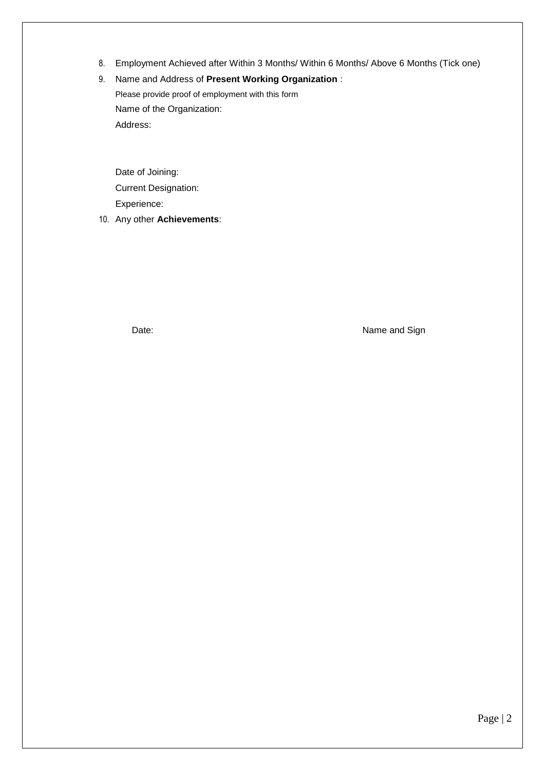8. Employment Achieved after Within 3 Months/ Within 6 Months/ Above 6 Months (Tick one)
9. Name and Address of **Present Working Organization** :

   Please provide proof of employment with this form

   Name of the Organization:

   Address:

   Date of Joining:

   Current Designation:

   Experience:
10. Any other **Achievements**:

Date: Name and Sign